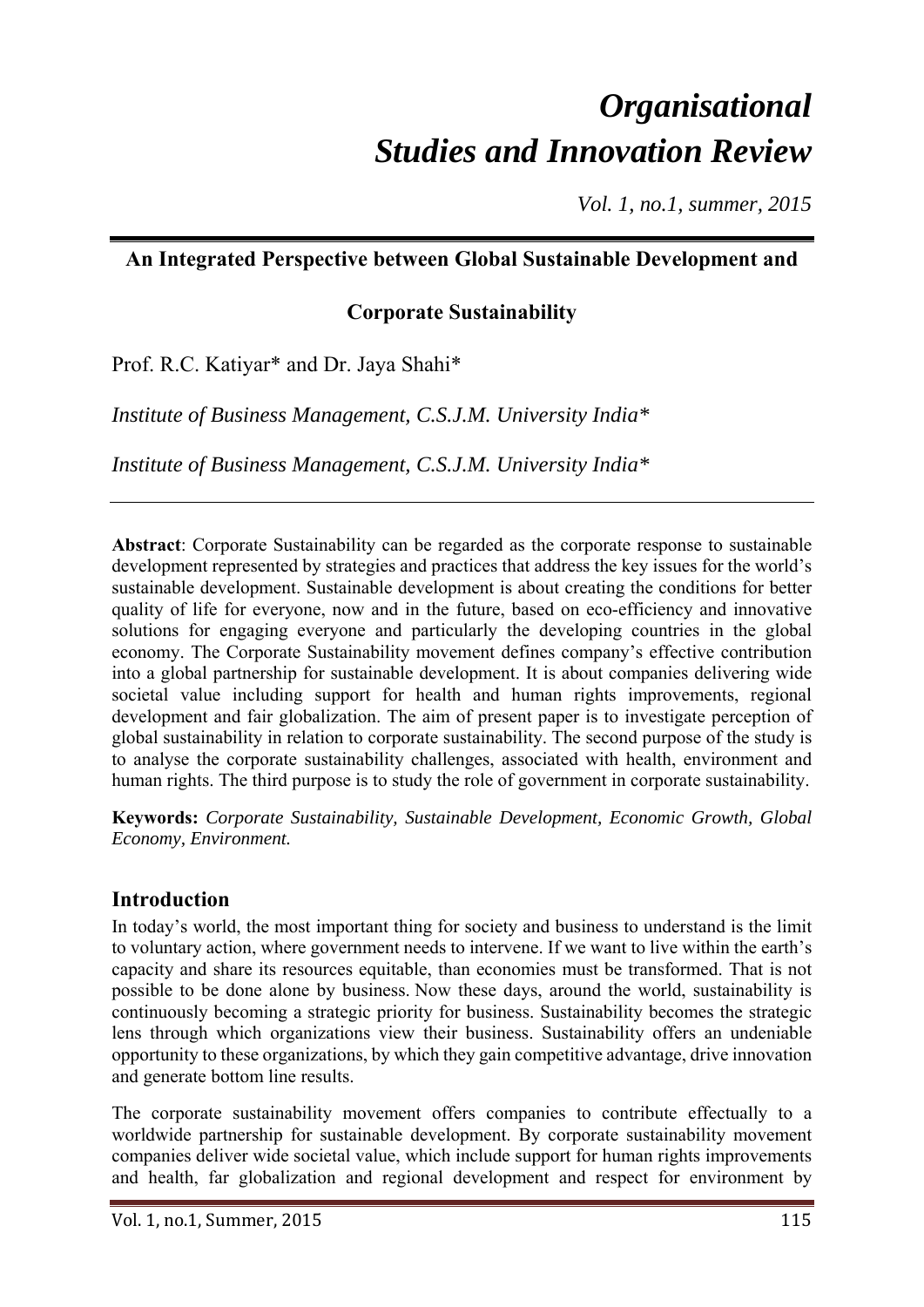# *Organisational Studies and Innovation Review*

*Vol. 1, no.1, summer, 2015*

## An Integrated Perspective between Global Sustainable Development and Corporate Sustainability

Prof. R.C. Katiyar* and Dr. Jaya Shahi*

*Institute of Business Management, C.S.J.M. University India**

*Institute of Business Management, C.S.J.M. University India**

**Abstract**: Corporate Sustainability can be regarded as the corporate response to sustainable development represented by strategies and practices that address the key issues for the world's sustainable development. Sustainable development is about creating the conditions for better quality of life for everyone, now and in the future, based on eco-efficiency and innovative solutions for engaging everyone and particularly the developing countries in the global economy. The Corporate Sustainability movement defines company's effective contribution into a global partnership for sustainable development. It is about companies delivering wide societal value including support for health and human rights improvements, regional development and fair globalization. The aim of present paper is to investigate perception of global sustainability in relation to corporate sustainability. The second purpose of the study is to analyse the corporate sustainability challenges, associated with health, environment and human rights. The third purpose is to study the role of government in corporate sustainability.

**Keywords:** *Corporate Sustainability, Sustainable Development, Economic Growth, Global Economy, Environment.*

## Introduction

In today's world, the most important thing for society and business to understand is the limit to voluntary action, where government needs to intervene. If we want to live within the earth's capacity and share its resources equitable, than economies must be transformed. That is not possible to be done alone by business. Now these days, around the world, sustainability is continuously becoming a strategic priority for business. Sustainability becomes the strategic lens through which organizations view their business. Sustainability offers an undeniable opportunity to these organizations, by which they gain competitive advantage, drive innovation and generate bottom line results.

The corporate sustainability movement offers companies to contribute effectually to a worldwide partnership for sustainable development. By corporate sustainability movement companies deliver wide societal value, which include support for human rights improvements and health, far globalization and regional development and respect for environment by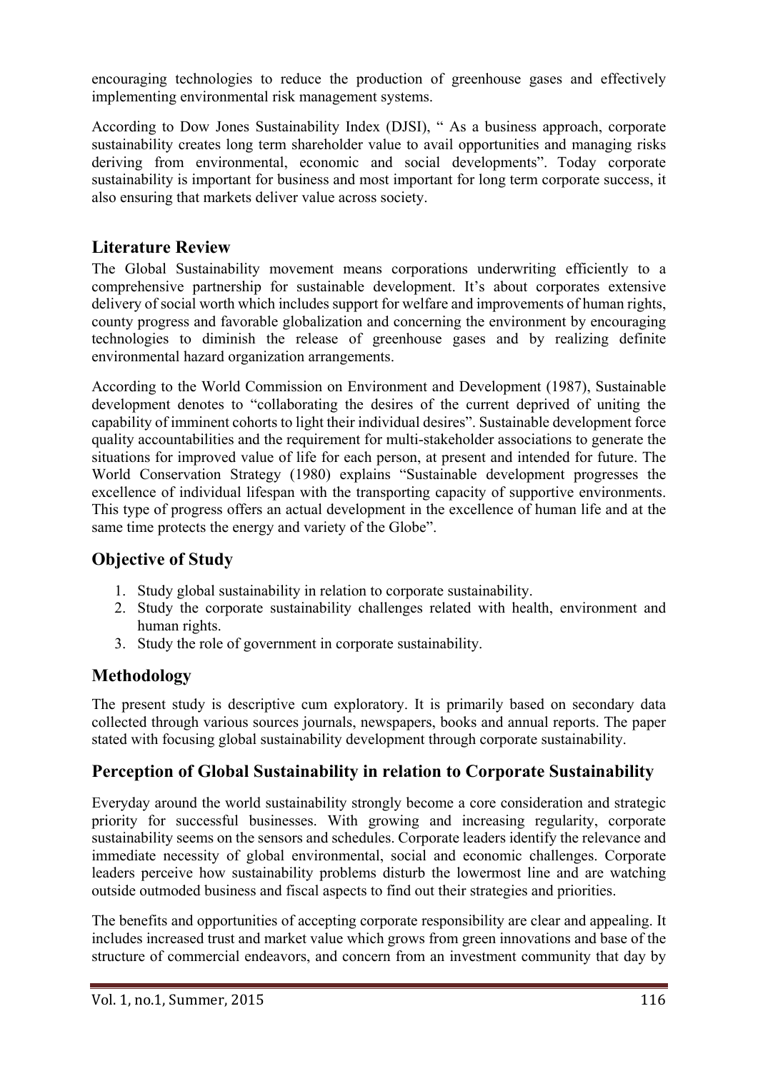encouraging technologies to reduce the production of greenhouse gases and effectively implementing environmental risk management systems.

According to Dow Jones Sustainability Index (DJSI), " As a business approach, corporate sustainability creates long term shareholder value to avail opportunities and managing risks deriving from environmental, economic and social developments". Today corporate sustainability is important for business and most important for long term corporate success, it also ensuring that markets deliver value across society.

## Literature Review

The Global Sustainability movement means corporations underwriting efficiently to a comprehensive partnership for sustainable development. It's about corporates extensive delivery of social worth which includes support for welfare and improvements of human rights, county progress and favorable globalization and concerning the environment by encouraging technologies to diminish the release of greenhouse gases and by realizing definite environmental hazard organization arrangements.

According to the World Commission on Environment and Development (1987), Sustainable development denotes to "collaborating the desires of the current deprived of uniting the capability of imminent cohorts to light their individual desires". Sustainable development force quality accountabilities and the requirement for multi-stakeholder associations to generate the situations for improved value of life for each person, at present and intended for future. The World Conservation Strategy (1980) explains "Sustainable development progresses the excellence of individual lifespan with the transporting capacity of supportive environments. This type of progress offers an actual development in the excellence of human life and at the same time protects the energy and variety of the Globe".

## Objective of Study

1. Study global sustainability in relation to corporate sustainability.
2. Study the corporate sustainability challenges related with health, environment and human rights.
3. Study the role of government in corporate sustainability.

## Methodology

The present study is descriptive cum exploratory. It is primarily based on secondary data collected through various sources journals, newspapers, books and annual reports. The paper stated with focusing global sustainability development through corporate sustainability.

## Perception of Global Sustainability in relation to Corporate Sustainability

Everyday around the world sustainability strongly become a core consideration and strategic priority for successful businesses. With growing and increasing regularity, corporate sustainability seems on the sensors and schedules. Corporate leaders identify the relevance and immediate necessity of global environmental, social and economic challenges. Corporate leaders perceive how sustainability problems disturb the lowermost line and are watching outside outmoded business and fiscal aspects to find out their strategies and priorities.

The benefits and opportunities of accepting corporate responsibility are clear and appealing. It includes increased trust and market value which grows from green innovations and base of the structure of commercial endeavors, and concern from an investment community that day by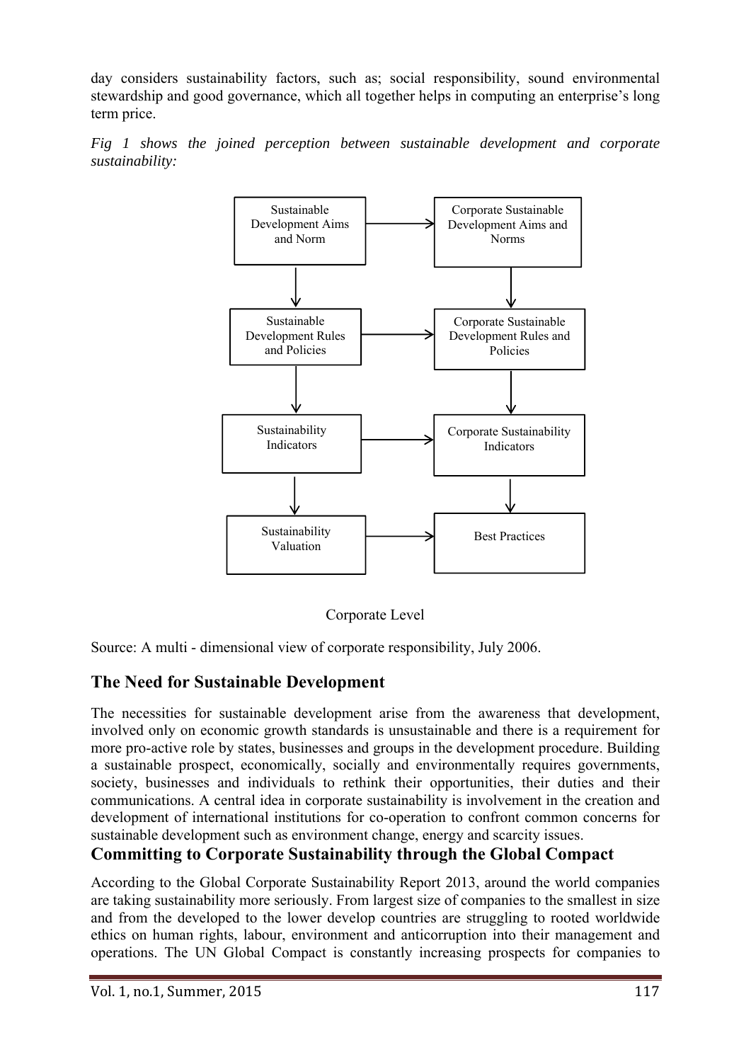day considers sustainability factors, such as; social responsibility, sound environmental stewardship and good governance, which all together helps in computing an enterprise's long term price.

*Fig 1 shows the joined perception between sustainable development and corporate sustainability:*

| | | |
|---|---|---|
| Sustainable Development Aims and Norm | → | Corporate Sustainable Development Aims and Norms |
| ↓ | | ↓ |
| Sustainable Development Rules and Policies | → | Corporate Sustainable Development Rules and Policies |
| ↓ | | ↓ |
| Sustainability Indicators | → | Corporate Sustainability Indicators |
| ↓ | | ↓ |
| Sustainability Valuation | → | Best Practices |

Corporate Level

Source: A multi - dimensional view of corporate responsibility, July 2006.

## The Need for Sustainable Development

The necessities for sustainable development arise from the awareness that development, involved only on economic growth standards is unsustainable and there is a requirement for more pro-active role by states, businesses and groups in the development procedure. Building a sustainable prospect, economically, socially and environmentally requires governments, society, businesses and individuals to rethink their opportunities, their duties and their communications. A central idea in corporate sustainability is involvement in the creation and development of international institutions for co-operation to confront common concerns for sustainable development such as environment change, energy and scarcity issues.

## Committing to Corporate Sustainability through the Global Compact

According to the Global Corporate Sustainability Report 2013, around the world companies are taking sustainability more seriously. From largest size of companies to the smallest in size and from the developed to the lower develop countries are struggling to rooted worldwide ethics on human rights, labour, environment and anticorruption into their management and operations. The UN Global Compact is constantly increasing prospects for companies to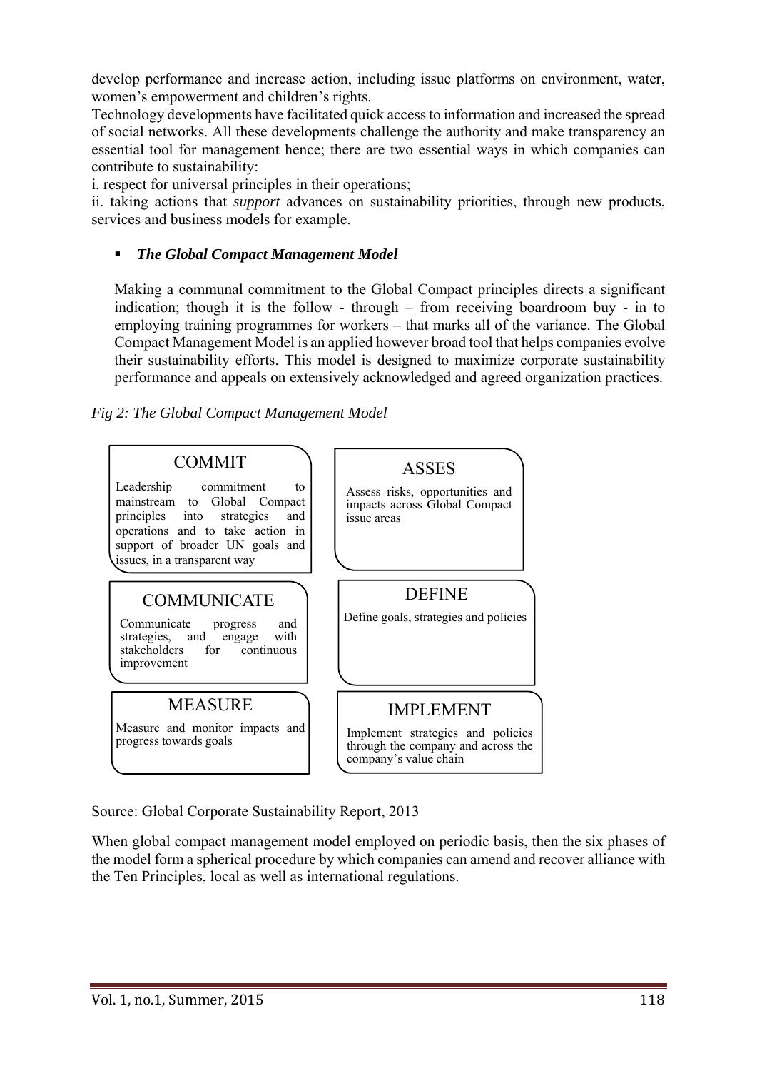develop performance and increase action, including issue platforms on environment, water, women's empowerment and children's rights.

Technology developments have facilitated quick access to information and increased the spread of social networks. All these developments challenge the authority and make transparency an essential tool for management hence; there are two essential ways in which companies can contribute to sustainability:

i. respect for universal principles in their operations;

ii. taking actions that *support* advances on sustainability priorities, through new products, services and business models for example.

- ***The Global Compact Management Model***

Making a communal commitment to the Global Compact principles directs a significant indication; though it is the follow - through – from receiving boardroom buy - in to employing training programmes for workers – that marks all of the variance. The Global Compact Management Model is an applied however broad tool that helps companies evolve their sustainability efforts. This model is designed to maximize corporate sustainability performance and appeals on extensively acknowledged and agreed organization practices.

*Fig 2: The Global Compact Management Model*

| | |
|---|---|
| **COMMIT**<br>Leadership commitment to mainstream to Global Compact principles into strategies and operations and to take action in support of broader UN goals and issues, in a transparent way | **ASSES**<br>Assess risks, opportunities and impacts across Global Compact issue areas |
| **COMMUNICATE**<br>Communicate progress and strategies, and engage with stakeholders for continuous improvement | **DEFINE**<br>Define goals, strategies and policies |
| **MEASURE**<br>Measure and monitor impacts and progress towards goals | **IMPLEMENT**<br>Implement strategies and policies through the company and across the company's value chain |

Source: Global Corporate Sustainability Report, 2013

When global compact management model employed on periodic basis, then the six phases of the model form a spherical procedure by which companies can amend and recover alliance with the Ten Principles, local as well as international regulations.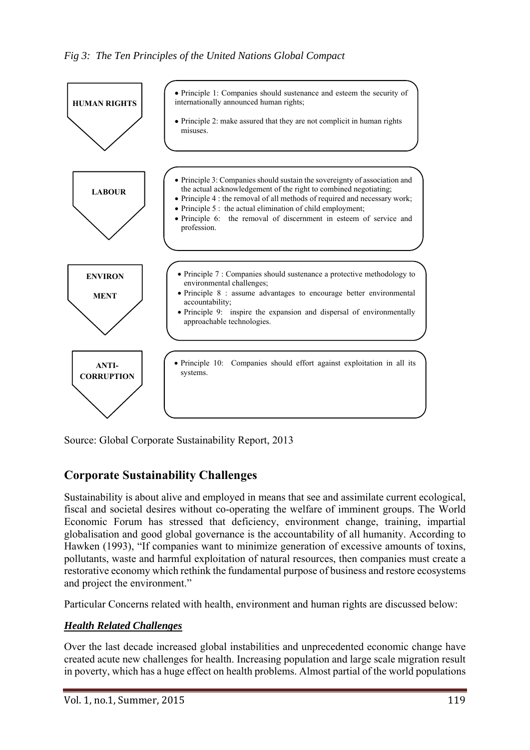*Fig 3: The Ten Principles of the United Nations Global Compact*

**HUMAN RIGHTS**

- Principle 1: Companies should sustenance and esteem the security of internationally announced human rights;
- Principle 2: make assured that they are not complicit in human rights misuses.

**LABOUR**

- Principle 3: Companies should sustain the sovereignty of association and the actual acknowledgement of the right to combined negotiating;
- Principle 4 : the removal of all methods of required and necessary work;
- Principle 5 : the actual elimination of child employment;
- Principle 6: the removal of discernment in esteem of service and profession.

**ENVIRONMENT**

- Principle 7 : Companies should sustenance a protective methodology to environmental challenges;
- Principle 8 : assume advantages to encourage better environmental accountability;
- Principle 9: inspire the expansion and dispersal of environmentally approachable technologies.

**ANTI-CORRUPTION**

- Principle 10: Companies should effort against exploitation in all its systems.

Source: Global Corporate Sustainability Report, 2013

## Corporate Sustainability Challenges

Sustainability is about alive and employed in means that see and assimilate current ecological, fiscal and societal desires without co-operating the welfare of imminent groups. The World Economic Forum has stressed that deficiency, environment change, training, impartial globalisation and good global governance is the accountability of all humanity. According to Hawken (1993), "If companies want to minimize generation of excessive amounts of toxins, pollutants, waste and harmful exploitation of natural resources, then companies must create a restorative economy which rethink the fundamental purpose of business and restore ecosystems and project the environment."

Particular Concerns related with health, environment and human rights are discussed below:

### ***Health Related Challenges***

Over the last decade increased global instabilities and unprecedented economic change have created acute new challenges for health. Increasing population and large scale migration result in poverty, which has a huge effect on health problems. Almost partial of the world populations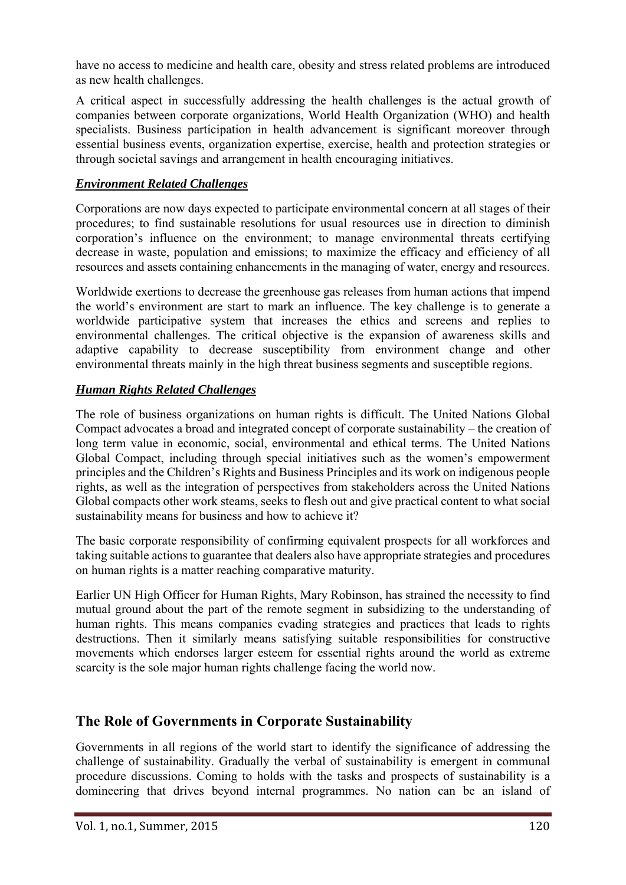have no access to medicine and health care, obesity and stress related problems are introduced as new health challenges.

A critical aspect in successfully addressing the health challenges is the actual growth of companies between corporate organizations, World Health Organization (WHO) and health specialists. Business participation in health advancement is significant moreover through essential business events, organization expertise, exercise, health and protection strategies or through societal savings and arrangement in health encouraging initiatives.

### ***Environment Related Challenges***

Corporations are now days expected to participate environmental concern at all stages of their procedures; to find sustainable resolutions for usual resources use in direction to diminish corporation's influence on the environment; to manage environmental threats certifying decrease in waste, population and emissions; to maximize the efficacy and efficiency of all resources and assets containing enhancements in the managing of water, energy and resources.

Worldwide exertions to decrease the greenhouse gas releases from human actions that impend the world's environment are start to mark an influence. The key challenge is to generate a worldwide participative system that increases the ethics and screens and replies to environmental challenges. The critical objective is the expansion of awareness skills and adaptive capability to decrease susceptibility from environment change and other environmental threats mainly in the high threat business segments and susceptible regions.

### ***Human Rights Related Challenges***

The role of business organizations on human rights is difficult. The United Nations Global Compact advocates a broad and integrated concept of corporate sustainability – the creation of long term value in economic, social, environmental and ethical terms. The United Nations Global Compact, including through special initiatives such as the women's empowerment principles and the Children's Rights and Business Principles and its work on indigenous people rights, as well as the integration of perspectives from stakeholders across the United Nations Global compacts other work steams, seeks to flesh out and give practical content to what social sustainability means for business and how to achieve it?

The basic corporate responsibility of confirming equivalent prospects for all workforces and taking suitable actions to guarantee that dealers also have appropriate strategies and procedures on human rights is a matter reaching comparative maturity.

Earlier UN High Officer for Human Rights, Mary Robinson, has strained the necessity to find mutual ground about the part of the remote segment in subsidizing to the understanding of human rights. This means companies evading strategies and practices that leads to rights destructions. Then it similarly means satisfying suitable responsibilities for constructive movements which endorses larger esteem for essential rights around the world as extreme scarcity is the sole major human rights challenge facing the world now.

## The Role of Governments in Corporate Sustainability

Governments in all regions of the world start to identify the significance of addressing the challenge of sustainability. Gradually the verbal of sustainability is emergent in communal procedure discussions. Coming to holds with the tasks and prospects of sustainability is a domineering that drives beyond internal programmes. No nation can be an island of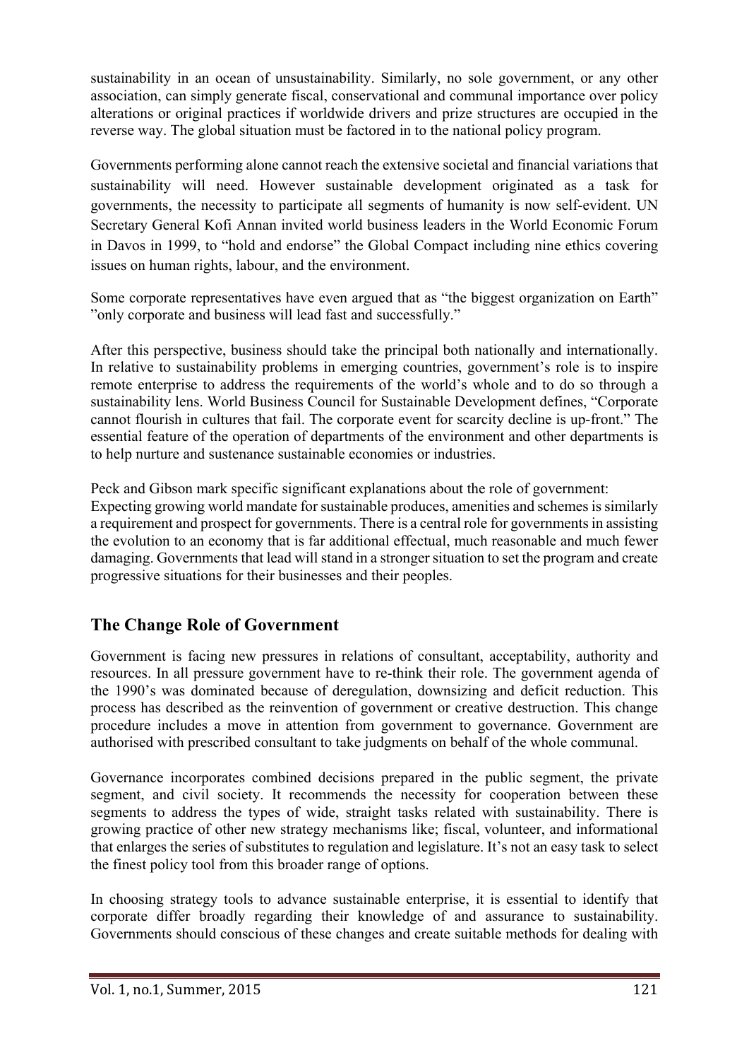sustainability in an ocean of unsustainability. Similarly, no sole government, or any other association, can simply generate fiscal, conservational and communal importance over policy alterations or original practices if worldwide drivers and prize structures are occupied in the reverse way. The global situation must be factored in to the national policy program.

Governments performing alone cannot reach the extensive societal and financial variations that sustainability will need. However sustainable development originated as a task for governments, the necessity to participate all segments of humanity is now self-evident. UN Secretary General Kofi Annan invited world business leaders in the World Economic Forum in Davos in 1999, to "hold and endorse" the Global Compact including nine ethics covering issues on human rights, labour, and the environment.

Some corporate representatives have even argued that as "the biggest organization on Earth" "only corporate and business will lead fast and successfully."

After this perspective, business should take the principal both nationally and internationally. In relative to sustainability problems in emerging countries, government's role is to inspire remote enterprise to address the requirements of the world's whole and to do so through a sustainability lens. World Business Council for Sustainable Development defines, "Corporate cannot flourish in cultures that fail. The corporate event for scarcity decline is up-front." The essential feature of the operation of departments of the environment and other departments is to help nurture and sustenance sustainable economies or industries.

Peck and Gibson mark specific significant explanations about the role of government:
Expecting growing world mandate for sustainable produces, amenities and schemes is similarly a requirement and prospect for governments. There is a central role for governments in assisting the evolution to an economy that is far additional effectual, much reasonable and much fewer damaging. Governments that lead will stand in a stronger situation to set the program and create progressive situations for their businesses and their peoples.

## The Change Role of Government

Government is facing new pressures in relations of consultant, acceptability, authority and resources. In all pressure government have to re-think their role. The government agenda of the 1990's was dominated because of deregulation, downsizing and deficit reduction. This process has described as the reinvention of government or creative destruction. This change procedure includes a move in attention from government to governance. Government are authorised with prescribed consultant to take judgments on behalf of the whole communal.

Governance incorporates combined decisions prepared in the public segment, the private segment, and civil society. It recommends the necessity for cooperation between these segments to address the types of wide, straight tasks related with sustainability. There is growing practice of other new strategy mechanisms like; fiscal, volunteer, and informational that enlarges the series of substitutes to regulation and legislature. It's not an easy task to select the finest policy tool from this broader range of options.

In choosing strategy tools to advance sustainable enterprise, it is essential to identify that corporate differ broadly regarding their knowledge of and assurance to sustainability. Governments should conscious of these changes and create suitable methods for dealing with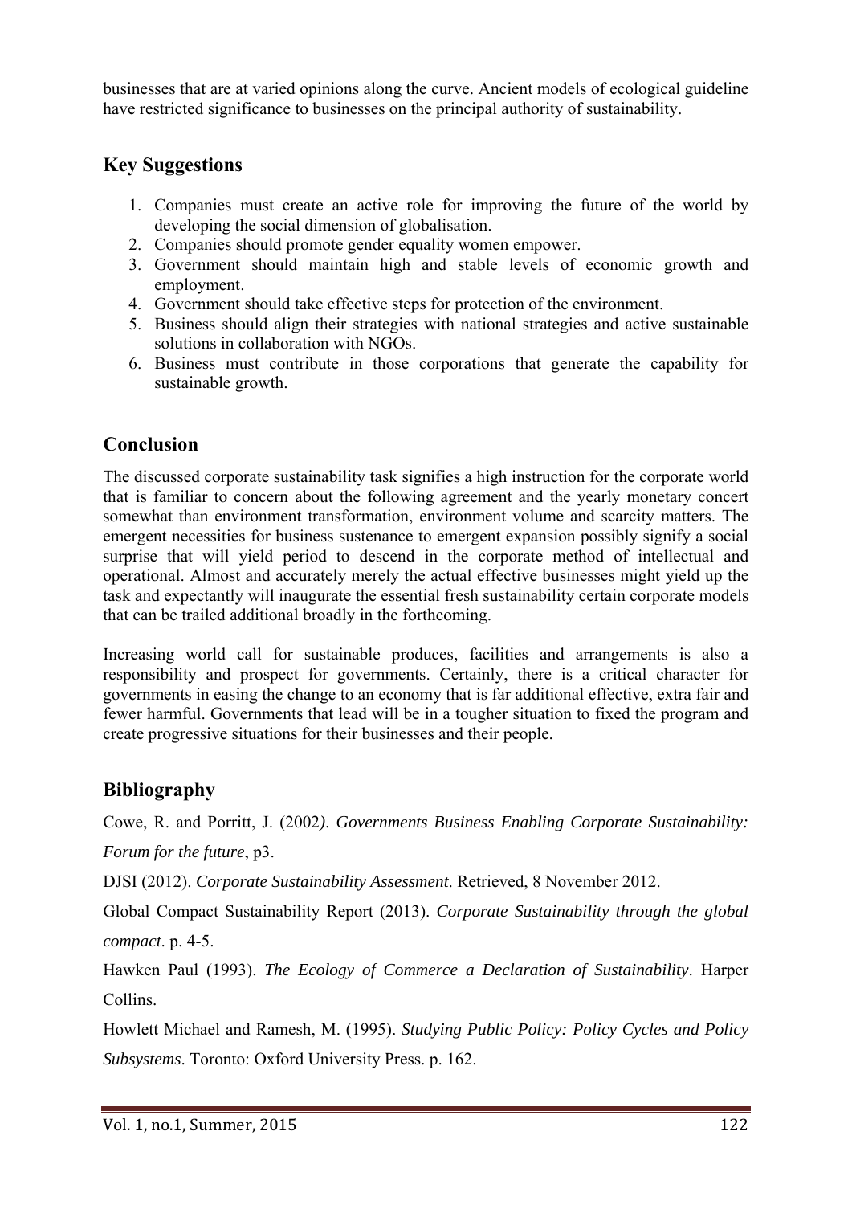businesses that are at varied opinions along the curve. Ancient models of ecological guideline have restricted significance to businesses on the principal authority of sustainability.

## Key Suggestions

1. Companies must create an active role for improving the future of the world by developing the social dimension of globalisation.
2. Companies should promote gender equality women empower.
3. Government should maintain high and stable levels of economic growth and employment.
4. Government should take effective steps for protection of the environment.
5. Business should align their strategies with national strategies and active sustainable solutions in collaboration with NGOs.
6. Business must contribute in those corporations that generate the capability for sustainable growth.

## Conclusion

The discussed corporate sustainability task signifies a high instruction for the corporate world that is familiar to concern about the following agreement and the yearly monetary concert somewhat than environment transformation, environment volume and scarcity matters. The emergent necessities for business sustenance to emergent expansion possibly signify a social surprise that will yield period to descend in the corporate method of intellectual and operational. Almost and accurately merely the actual effective businesses might yield up the task and expectantly will inaugurate the essential fresh sustainability certain corporate models that can be trailed additional broadly in the forthcoming.

Increasing world call for sustainable produces, facilities and arrangements is also a responsibility and prospect for governments. Certainly, there is a critical character for governments in easing the change to an economy that is far additional effective, extra fair and fewer harmful. Governments that lead will be in a tougher situation to fixed the program and create progressive situations for their businesses and their people.

## Bibliography

Cowe, R. and Porritt, J. (2002). *Governments Business Enabling Corporate Sustainability: Forum for the future*, p3.

DJSI (2012). *Corporate Sustainability Assessment*. Retrieved, 8 November 2012.

Global Compact Sustainability Report (2013). *Corporate Sustainability through the global compact*. p. 4-5.

Hawken Paul (1993). *The Ecology of Commerce a Declaration of Sustainability*. Harper Collins.

Howlett Michael and Ramesh, M. (1995). *Studying Public Policy: Policy Cycles and Policy Subsystems*. Toronto: Oxford University Press. p. 162.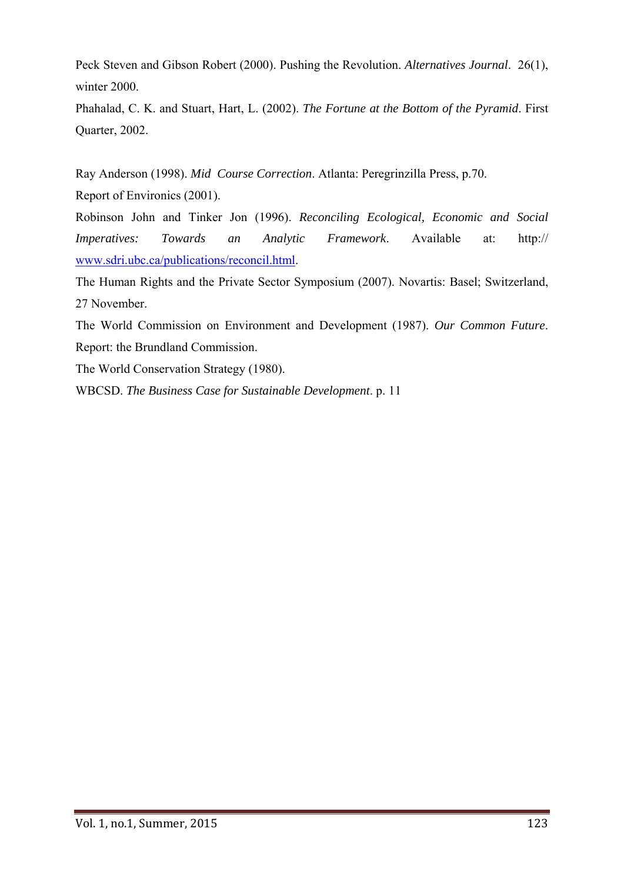Peck Steven and Gibson Robert (2000). Pushing the Revolution. *Alternatives Journal*. 26(1), winter 2000.

Phahalad, C. K. and Stuart, Hart, L. (2002). *The Fortune at the Bottom of the Pyramid*. First Quarter, 2002.

Ray Anderson (1998). *Mid Course Correction*. Atlanta: Peregrinzilla Press, p.70.

Report of Environics (2001).

Robinson John and Tinker Jon (1996). *Reconciling Ecological, Economic and Social Imperatives: Towards an Analytic Framework*. Available at: http:// www.sdri.ubc.ca/publications/reconcil.html.

The Human Rights and the Private Sector Symposium (2007). Novartis: Basel; Switzerland, 27 November.

The World Commission on Environment and Development (1987). *Our Common Future*. Report: the Brundland Commission.

The World Conservation Strategy (1980).

WBCSD. *The Business Case for Sustainable Development*. p. 11